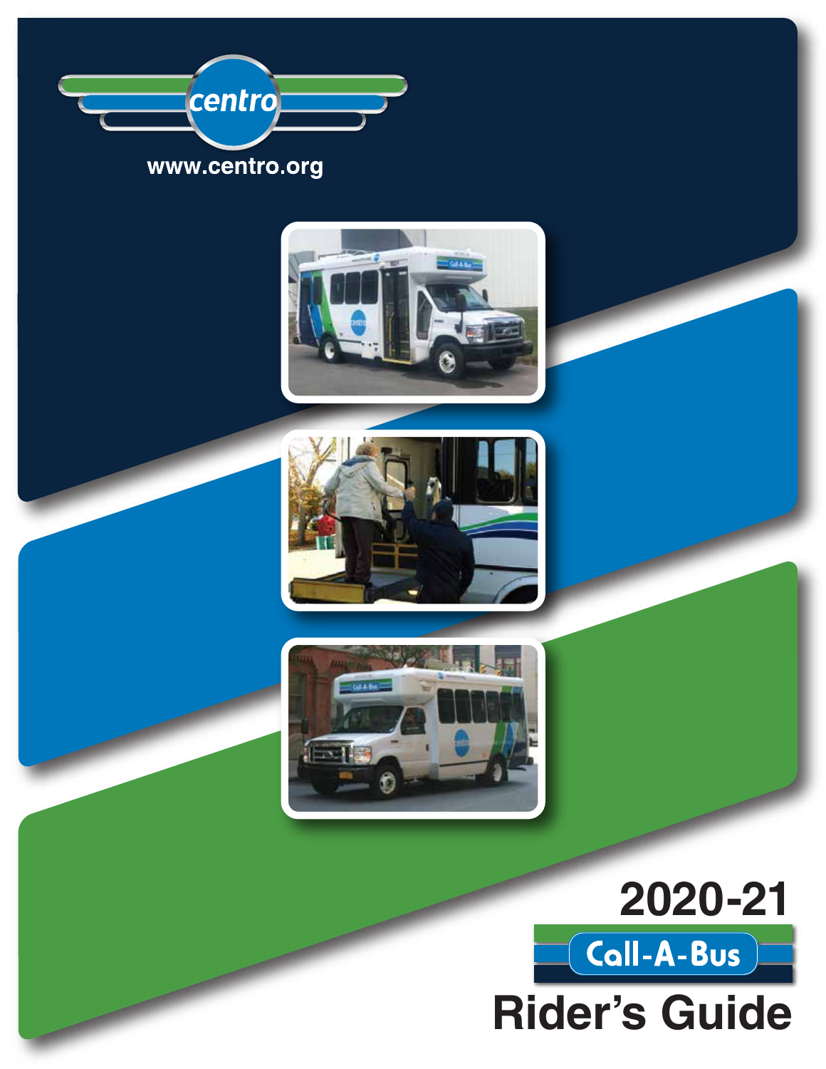centro

www.centro.org

# 2020-21

## Call-A-Bus

# Rider's Guide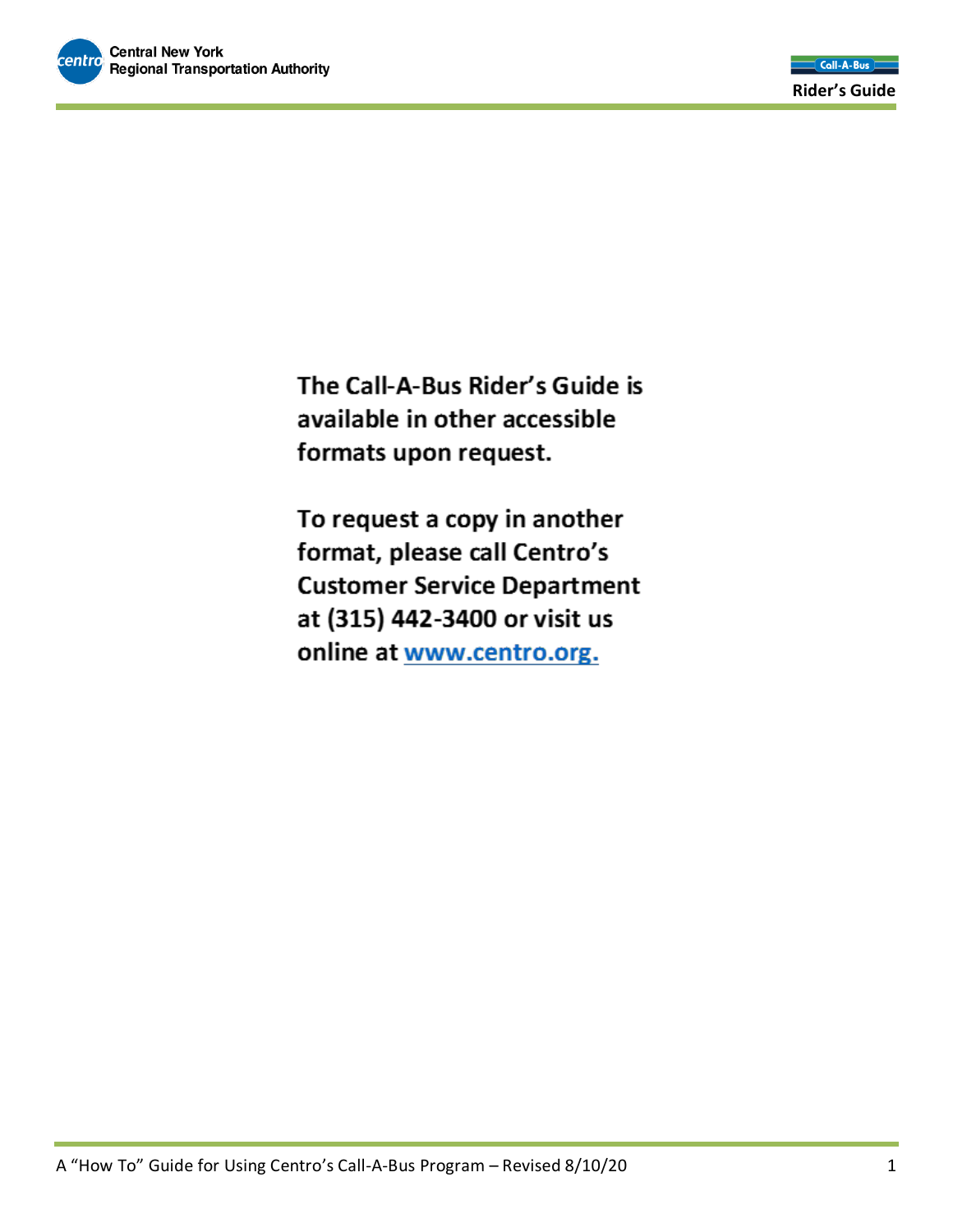**The Call-A-Bus Rider's Guide is available in other accessible formats upon request.**

**To request a copy in another format, please call Centro's Customer Service Department at (315) 442-3400 or visit us online at [www.centro.org.](http://www.centro.org)**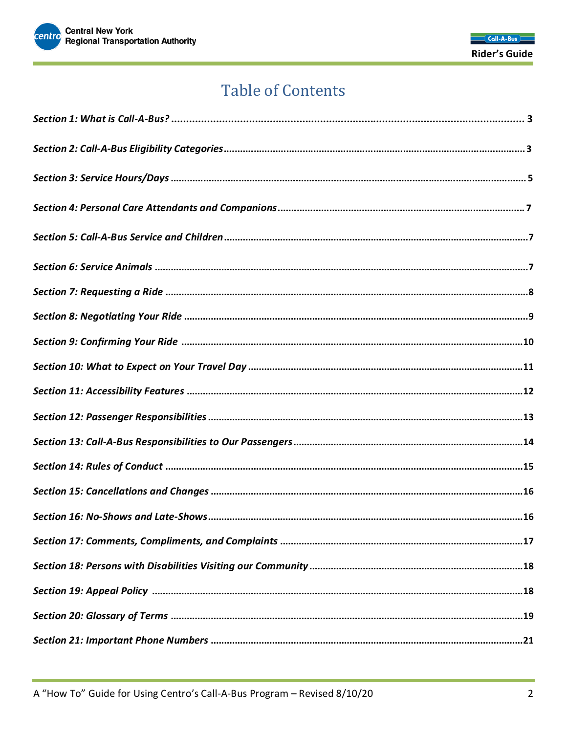# Table of Contents

*Section 1: What is Call-A-Bus?* .......... 3

*Section 2: Call-A-Bus Eligibility Categories* .......... 3

*Section 3: Service Hours/Days* .......... 5

*Section 4: Personal Care Attendants and Companions* .......... 7

*Section 5: Call-A-Bus Service and Children* .......... 7

*Section 6: Service Animals* .......... 7

*Section 7: Requesting a Ride* .......... 8

*Section 8: Negotiating Your Ride* .......... 9

*Section 9: Confirming Your Ride* .......... 10

*Section 10: What to Expect on Your Travel Day* .......... 11

*Section 11: Accessibility Features* .......... 12

*Section 12: Passenger Responsibilities* .......... 13

*Section 13: Call-A-Bus Responsibilities to Our Passengers* .......... 14

*Section 14: Rules of Conduct* .......... 15

*Section 15: Cancellations and Changes* .......... 16

*Section 16: No-Shows and Late-Shows* .......... 16

*Section 17: Comments, Compliments, and Complaints* .......... 17

*Section 18: Persons with Disabilities Visiting our Community* .......... 18

*Section 19: Appeal Policy* .......... 18

*Section 20: Glossary of Terms* .......... 19

*Section 21: Important Phone Numbers* .......... 21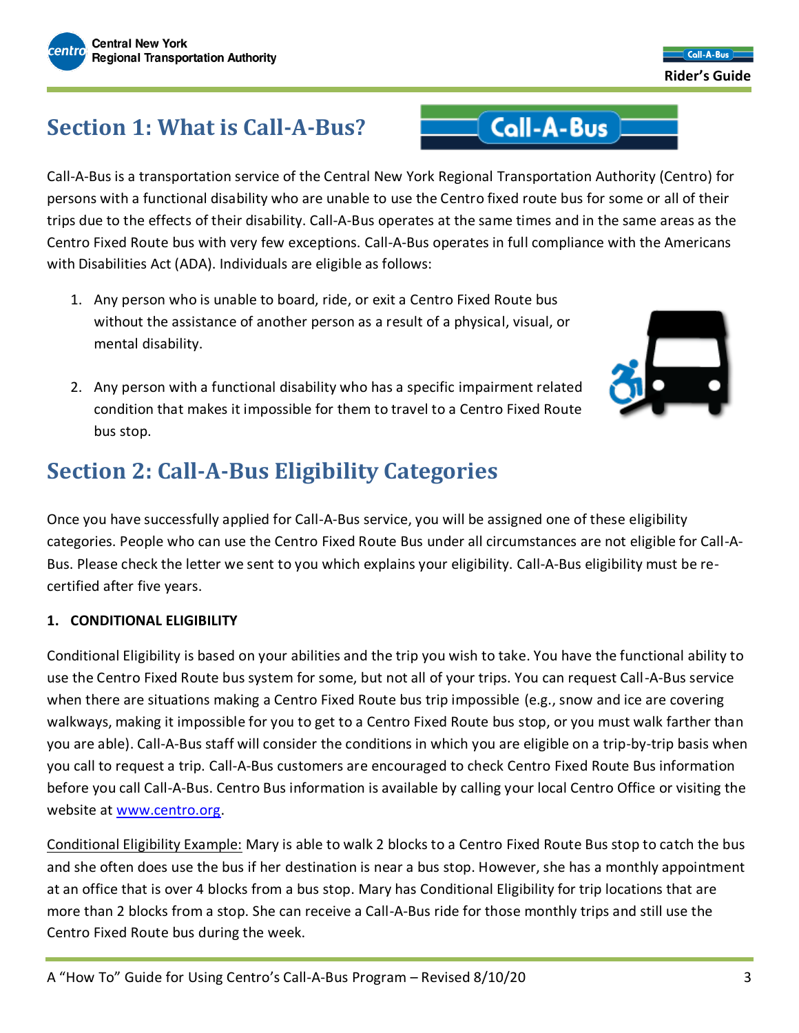## Section 1: What is Call-A-Bus?

Call-A-Bus is a transportation service of the Central New York Regional Transportation Authority (Centro) for persons with a functional disability who are unable to use the Centro fixed route bus for some or all of their trips due to the effects of their disability. Call-A-Bus operates at the same times and in the same areas as the Centro Fixed Route bus with very few exceptions. Call-A-Bus operates in full compliance with the Americans with Disabilities Act (ADA). Individuals are eligible as follows:

1. Any person who is unable to board, ride, or exit a Centro Fixed Route bus without the assistance of another person as a result of a physical, visual, or mental disability.
2. Any person with a functional disability who has a specific impairment related condition that makes it impossible for them to travel to a Centro Fixed Route bus stop.

## Section 2: Call-A-Bus Eligibility Categories

Once you have successfully applied for Call-A-Bus service, you will be assigned one of these eligibility categories. People who can use the Centro Fixed Route Bus under all circumstances are not eligible for Call-A-Bus. Please check the letter we sent to you which explains your eligibility. Call-A-Bus eligibility must be re-certified after five years.

**1. CONDITIONAL ELIGIBILITY**

Conditional Eligibility is based on your abilities and the trip you wish to take. You have the functional ability to use the Centro Fixed Route bus system for some, but not all of your trips. You can request Call-A-Bus service when there are situations making a Centro Fixed Route bus trip impossible (e.g., snow and ice are covering walkways, making it impossible for you to get to a Centro Fixed Route bus stop, or you must walk farther than you are able). Call-A-Bus staff will consider the conditions in which you are eligible on a trip-by-trip basis when you call to request a trip. Call-A-Bus customers are encouraged to check Centro Fixed Route Bus information before you call Call-A-Bus. Centro Bus information is available by calling your local Centro Office or visiting the website at www.centro.org.

Conditional Eligibility Example: Mary is able to walk 2 blocks to a Centro Fixed Route Bus stop to catch the bus and she often does use the bus if her destination is near a bus stop. However, she has a monthly appointment at an office that is over 4 blocks from a bus stop. Mary has Conditional Eligibility for trip locations that are more than 2 blocks from a stop. She can receive a Call-A-Bus ride for those monthly trips and still use the Centro Fixed Route bus during the week.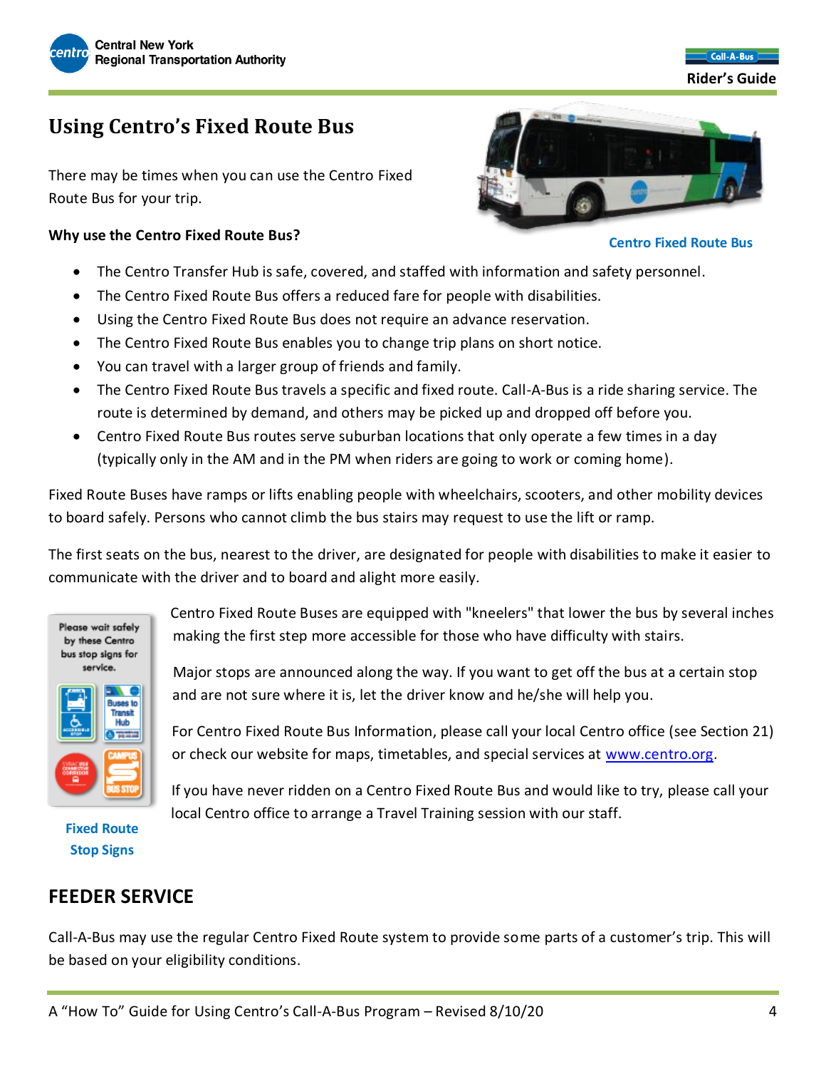# Using Centro's Fixed Route Bus

There may be times when you can use the Centro Fixed Route Bus for your trip.

Centro Fixed Route Bus

**Why use the Centro Fixed Route Bus?**

- The Centro Transfer Hub is safe, covered, and staffed with information and safety personnel.
- The Centro Fixed Route Bus offers a reduced fare for people with disabilities.
- Using the Centro Fixed Route Bus does not require an advance reservation.
- The Centro Fixed Route Bus enables you to change trip plans on short notice.
- You can travel with a larger group of friends and family.
- The Centro Fixed Route Bus travels a specific and fixed route. Call-A-Bus is a ride sharing service. The route is determined by demand, and others may be picked up and dropped off before you.
- Centro Fixed Route Bus routes serve suburban locations that only operate a few times in a day (typically only in the AM and in the PM when riders are going to work or coming home).

Fixed Route Buses have ramps or lifts enabling people with wheelchairs, scooters, and other mobility devices to board safely. Persons who cannot climb the bus stairs may request to use the lift or ramp.

The first seats on the bus, nearest to the driver, are designated for people with disabilities to make it easier to communicate with the driver and to board and alight more easily.

Centro Fixed Route Buses are equipped with "kneelers" that lower the bus by several inches making the first step more accessible for those who have difficulty with stairs.

Major stops are announced along the way. If you want to get off the bus at a certain stop and are not sure where it is, let the driver know and he/she will help you.

For Centro Fixed Route Bus Information, please call your local Centro office (see Section 21) or check our website for maps, timetables, and special services at www.centro.org.

If you have never ridden on a Centro Fixed Route Bus and would like to try, please call your local Centro office to arrange a Travel Training session with our staff.

Fixed Route Stop Signs

## FEEDER SERVICE

Call-A-Bus may use the regular Centro Fixed Route system to provide some parts of a customer's trip. This will be based on your eligibility conditions.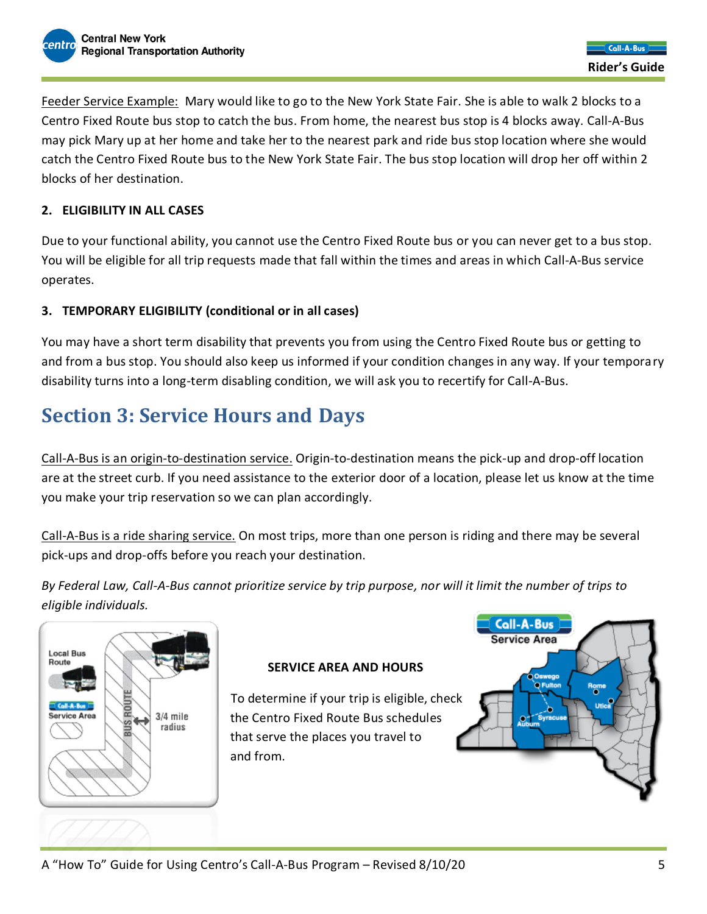Feeder Service Example: Mary would like to go to the New York State Fair. She is able to walk 2 blocks to a Centro Fixed Route bus stop to catch the bus. From home, the nearest bus stop is 4 blocks away. Call-A-Bus may pick Mary up at her home and take her to the nearest park and ride bus stop location where she would catch the Centro Fixed Route bus to the New York State Fair. The bus stop location will drop her off within 2 blocks of her destination.

**2. ELIGIBILITY IN ALL CASES**

Due to your functional ability, you cannot use the Centro Fixed Route bus or you can never get to a bus stop. You will be eligible for all trip requests made that fall within the times and areas in which Call-A-Bus service operates.

**3. TEMPORARY ELIGIBILITY (conditional or in all cases)**

You may have a short term disability that prevents you from using the Centro Fixed Route bus or getting to and from a bus stop. You should also keep us informed if your condition changes in any way. If your temporary disability turns into a long-term disabling condition, we will ask you to recertify for Call-A-Bus.

## Section 3: Service Hours and Days

Call-A-Bus is an origin-to-destination service. Origin-to-destination means the pick-up and drop-off location are at the street curb. If you need assistance to the exterior door of a location, please let us know at the time you make your trip reservation so we can plan accordingly.

Call-A-Bus is a ride sharing service. On most trips, more than one person is riding and there may be several pick-ups and drop-offs before you reach your destination.

*By Federal Law, Call-A-Bus cannot prioritize service by trip purpose, nor will it limit the number of trips to eligible individuals.*

**SERVICE AREA AND HOURS**

To determine if your trip is eligible, check the Centro Fixed Route Bus schedules that serve the places you travel to and from.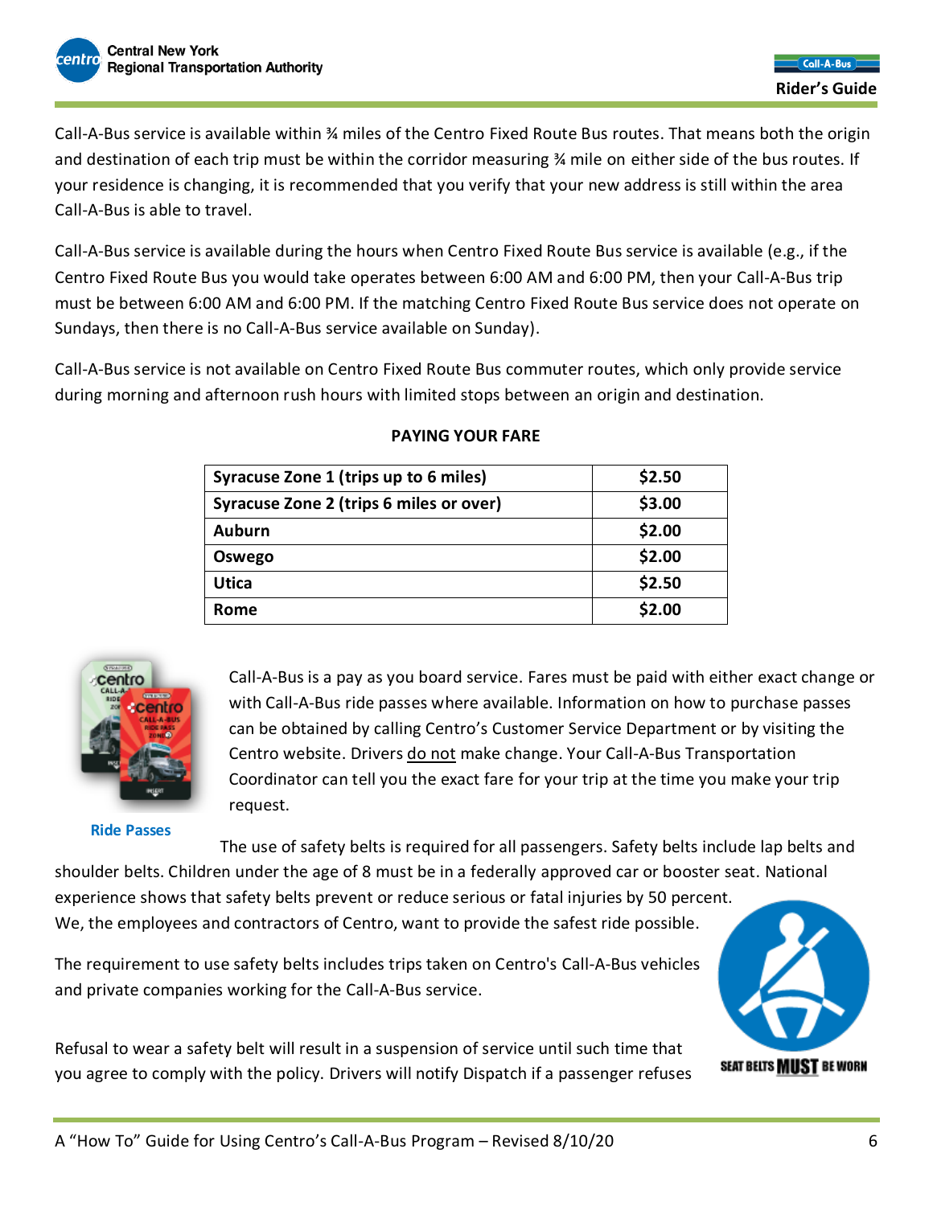Call-A-Bus service is available within ¾ miles of the Centro Fixed Route Bus routes. That means both the origin and destination of each trip must be within the corridor measuring ¾ mile on either side of the bus routes. If your residence is changing, it is recommended that you verify that your new address is still within the area Call-A-Bus is able to travel.

Call-A-Bus service is available during the hours when Centro Fixed Route Bus service is available (e.g., if the Centro Fixed Route Bus you would take operates between 6:00 AM and 6:00 PM, then your Call-A-Bus trip must be between 6:00 AM and 6:00 PM. If the matching Centro Fixed Route Bus service does not operate on Sundays, then there is no Call-A-Bus service available on Sunday).

Call-A-Bus service is not available on Centro Fixed Route Bus commuter routes, which only provide service during morning and afternoon rush hours with limited stops between an origin and destination.

**PAYING YOUR FARE**

| Syracuse Zone 1 (trips up to 6 miles) | $2.50 |
|---|---|
| Syracuse Zone 2 (trips 6 miles or over) | $3.00 |
| Auburn | $2.00 |
| Oswego | $2.00 |
| Utica | $2.50 |
| Rome | $2.00 |

Call-A-Bus is a pay as you board service. Fares must be paid with either exact change or with Call-A-Bus ride passes where available. Information on how to purchase passes can be obtained by calling Centro's Customer Service Department or by visiting the Centro website. Drivers do not make change. Your Call-A-Bus Transportation Coordinator can tell you the exact fare for your trip at the time you make your trip request.

Ride Passes

The use of safety belts is required for all passengers. Safety belts include lap belts and shoulder belts. Children under the age of 8 must be in a federally approved car or booster seat. National experience shows that safety belts prevent or reduce serious or fatal injuries by 50 percent. We, the employees and contractors of Centro, want to provide the safest ride possible.

The requirement to use safety belts includes trips taken on Centro's Call-A-Bus vehicles and private companies working for the Call-A-Bus service.

SEAT BELTS MUST BE WORN

Refusal to wear a safety belt will result in a suspension of service until such time that you agree to comply with the policy. Drivers will notify Dispatch if a passenger refuses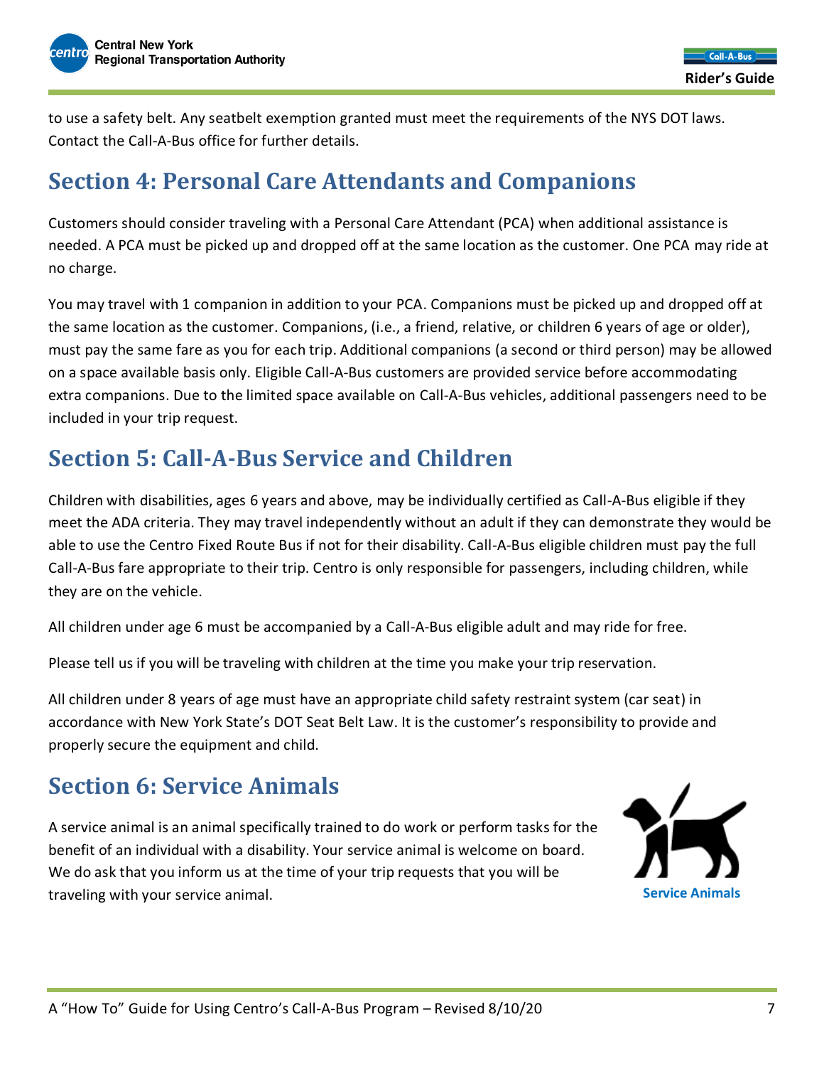to use a safety belt. Any seatbelt exemption granted must meet the requirements of the NYS DOT laws. Contact the Call-A-Bus office for further details.

## Section 4: Personal Care Attendants and Companions

Customers should consider traveling with a Personal Care Attendant (PCA) when additional assistance is needed. A PCA must be picked up and dropped off at the same location as the customer. One PCA may ride at no charge.

You may travel with 1 companion in addition to your PCA. Companions must be picked up and dropped off at the same location as the customer. Companions, (i.e., a friend, relative, or children 6 years of age or older), must pay the same fare as you for each trip. Additional companions (a second or third person) may be allowed on a space available basis only. Eligible Call-A-Bus customers are provided service before accommodating extra companions. Due to the limited space available on Call-A-Bus vehicles, additional passengers need to be included in your trip request.

## Section 5: Call-A-Bus Service and Children

Children with disabilities, ages 6 years and above, may be individually certified as Call-A-Bus eligible if they meet the ADA criteria. They may travel independently without an adult if they can demonstrate they would be able to use the Centro Fixed Route Bus if not for their disability. Call-A-Bus eligible children must pay the full Call-A-Bus fare appropriate to their trip. Centro is only responsible for passengers, including children, while they are on the vehicle.

All children under age 6 must be accompanied by a Call-A-Bus eligible adult and may ride for free.

Please tell us if you will be traveling with children at the time you make your trip reservation.

All children under 8 years of age must have an appropriate child safety restraint system (car seat) in accordance with New York State's DOT Seat Belt Law. It is the customer's responsibility to provide and properly secure the equipment and child.

## Section 6: Service Animals

A service animal is an animal specifically trained to do work or perform tasks for the benefit of an individual with a disability. Your service animal is welcome on board. We do ask that you inform us at the time of your trip requests that you will be traveling with your service animal.

Service Animals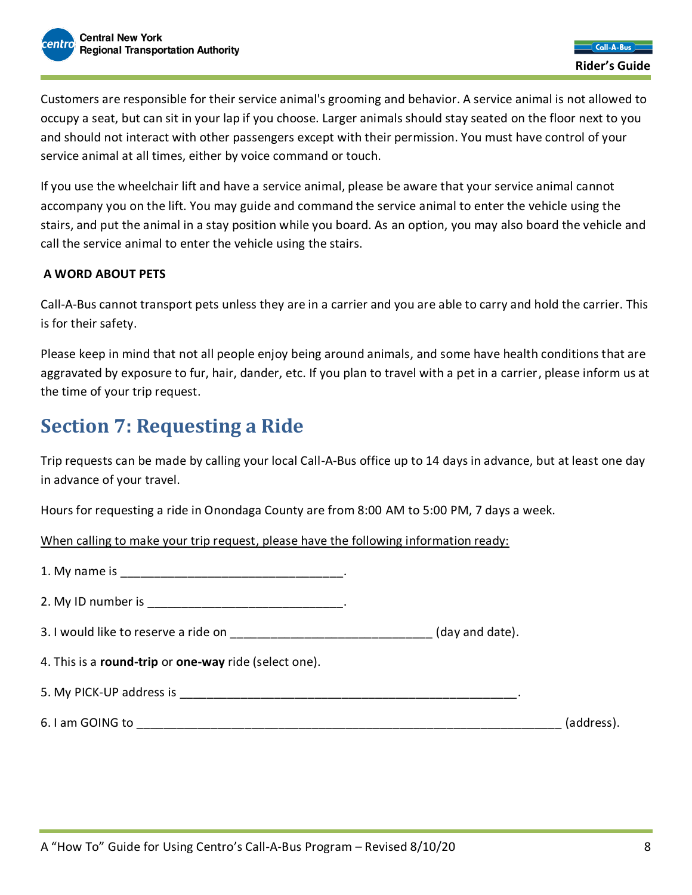Customers are responsible for their service animal's grooming and behavior. A service animal is not allowed to occupy a seat, but can sit in your lap if you choose. Larger animals should stay seated on the floor next to you and should not interact with other passengers except with their permission. You must have control of your service animal at all times, either by voice command or touch.

If you use the wheelchair lift and have a service animal, please be aware that your service animal cannot accompany you on the lift. You may guide and command the service animal to enter the vehicle using the stairs, and put the animal in a stay position while you board. As an option, you may also board the vehicle and call the service animal to enter the vehicle using the stairs.

**A WORD ABOUT PETS**

Call-A-Bus cannot transport pets unless they are in a carrier and you are able to carry and hold the carrier. This is for their safety.

Please keep in mind that not all people enjoy being around animals, and some have health conditions that are aggravated by exposure to fur, hair, dander, etc. If you plan to travel with a pet in a carrier, please inform us at the time of your trip request.

## Section 7: Requesting a Ride

Trip requests can be made by calling your local Call-A-Bus office up to 14 days in advance, but at least one day in advance of your travel.

Hours for requesting a ride in Onondaga County are from 8:00 AM to 5:00 PM, 7 days a week.

<u>When calling to make your trip request, please have the following information ready:</u>

1. My name is ________________________________.

2. My ID number is ____________________________.

3. I would like to reserve a ride on ____________________________ (day and date).

4. This is a **round-trip** or **one-way** ride (select one).

5. My PICK-UP address is ________________________________________________.

6. I am GOING to ____________________________________________________________ (address).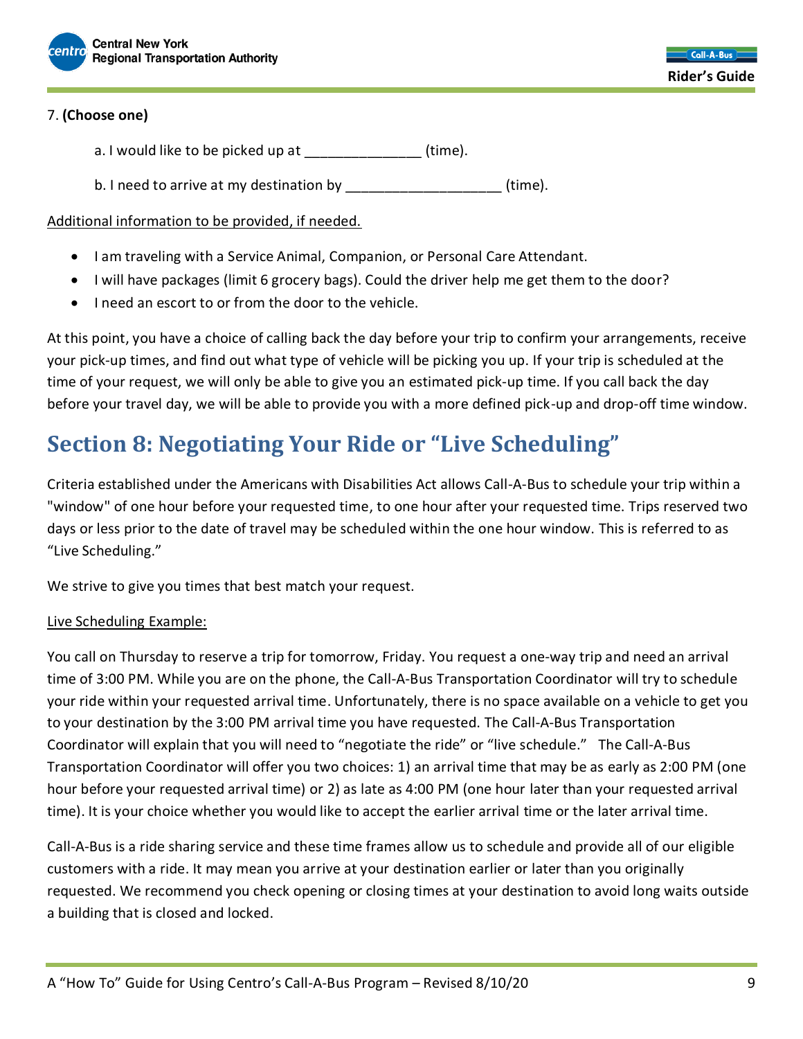7. **(Choose one)**

a. I would like to be picked up at ______________ (time).

b. I need to arrive at my destination by ___________________ (time).

Additional information to be provided, if needed.

- I am traveling with a Service Animal, Companion, or Personal Care Attendant.
- I will have packages (limit 6 grocery bags). Could the driver help me get them to the door?
- I need an escort to or from the door to the vehicle.

At this point, you have a choice of calling back the day before your trip to confirm your arrangements, receive your pick-up times, and find out what type of vehicle will be picking you up. If your trip is scheduled at the time of your request, we will only be able to give you an estimated pick-up time. If you call back the day before your travel day, we will be able to provide you with a more defined pick-up and drop-off time window.

## Section 8: Negotiating Your Ride or "Live Scheduling"

Criteria established under the Americans with Disabilities Act allows Call-A-Bus to schedule your trip within a "window" of one hour before your requested time, to one hour after your requested time. Trips reserved two days or less prior to the date of travel may be scheduled within the one hour window. This is referred to as "Live Scheduling."

We strive to give you times that best match your request.

Live Scheduling Example:

You call on Thursday to reserve a trip for tomorrow, Friday. You request a one-way trip and need an arrival time of 3:00 PM. While you are on the phone, the Call-A-Bus Transportation Coordinator will try to schedule your ride within your requested arrival time. Unfortunately, there is no space available on a vehicle to get you to your destination by the 3:00 PM arrival time you have requested. The Call-A-Bus Transportation Coordinator will explain that you will need to "negotiate the ride" or "live schedule." The Call-A-Bus Transportation Coordinator will offer you two choices: 1) an arrival time that may be as early as 2:00 PM (one hour before your requested arrival time) or 2) as late as 4:00 PM (one hour later than your requested arrival time). It is your choice whether you would like to accept the earlier arrival time or the later arrival time.

Call-A-Bus is a ride sharing service and these time frames allow us to schedule and provide all of our eligible customers with a ride. It may mean you arrive at your destination earlier or later than you originally requested. We recommend you check opening or closing times at your destination to avoid long waits outside a building that is closed and locked.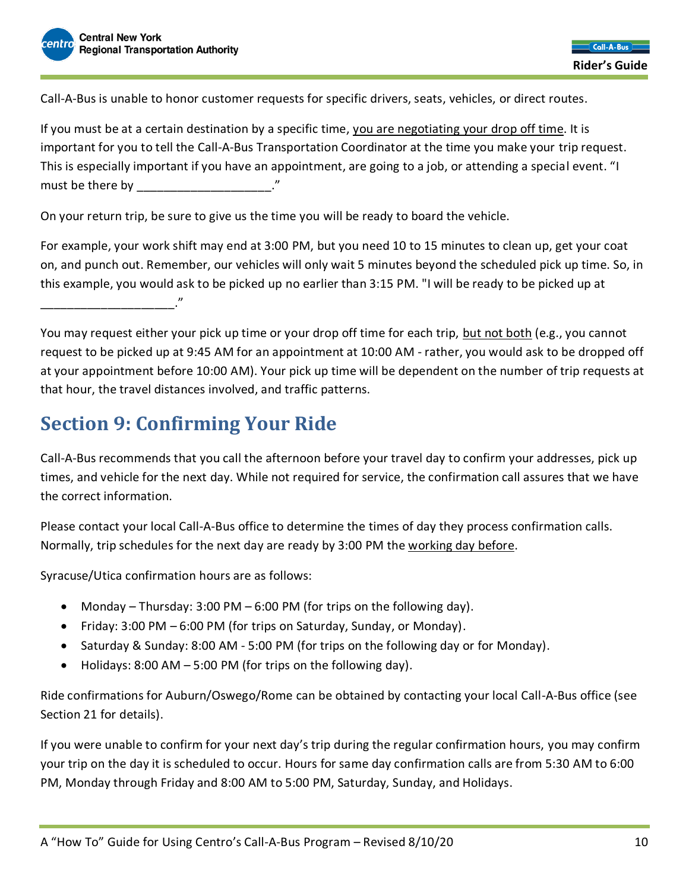Call-A-Bus is unable to honor customer requests for specific drivers, seats, vehicles, or direct routes.

If you must be at a certain destination by a specific time, you are negotiating your drop off time. It is important for you to tell the Call-A-Bus Transportation Coordinator at the time you make your trip request. This is especially important if you have an appointment, are going to a job, or attending a special event. "I must be there by ___________________."

On your return trip, be sure to give us the time you will be ready to board the vehicle.

For example, your work shift may end at 3:00 PM, but you need 10 to 15 minutes to clean up, get your coat on, and punch out. Remember, our vehicles will only wait 5 minutes beyond the scheduled pick up time. So, in this example, you would ask to be picked up no earlier than 3:15 PM. "I will be ready to be picked up at ___________________."

You may request either your pick up time or your drop off time for each trip, but not both (e.g., you cannot request to be picked up at 9:45 AM for an appointment at 10:00 AM - rather, you would ask to be dropped off at your appointment before 10:00 AM). Your pick up time will be dependent on the number of trip requests at that hour, the travel distances involved, and traffic patterns.

## Section 9: Confirming Your Ride

Call-A-Bus recommends that you call the afternoon before your travel day to confirm your addresses, pick up times, and vehicle for the next day. While not required for service, the confirmation call assures that we have the correct information.

Please contact your local Call-A-Bus office to determine the times of day they process confirmation calls. Normally, trip schedules for the next day are ready by 3:00 PM the working day before.

Syracuse/Utica confirmation hours are as follows:

- Monday – Thursday: 3:00 PM – 6:00 PM (for trips on the following day).
- Friday: 3:00 PM – 6:00 PM (for trips on Saturday, Sunday, or Monday).
- Saturday & Sunday: 8:00 AM - 5:00 PM (for trips on the following day or for Monday).
- Holidays: 8:00 AM – 5:00 PM (for trips on the following day).

Ride confirmations for Auburn/Oswego/Rome can be obtained by contacting your local Call-A-Bus office (see Section 21 for details).

If you were unable to confirm for your next day's trip during the regular confirmation hours, you may confirm your trip on the day it is scheduled to occur. Hours for same day confirmation calls are from 5:30 AM to 6:00 PM, Monday through Friday and 8:00 AM to 5:00 PM, Saturday, Sunday, and Holidays.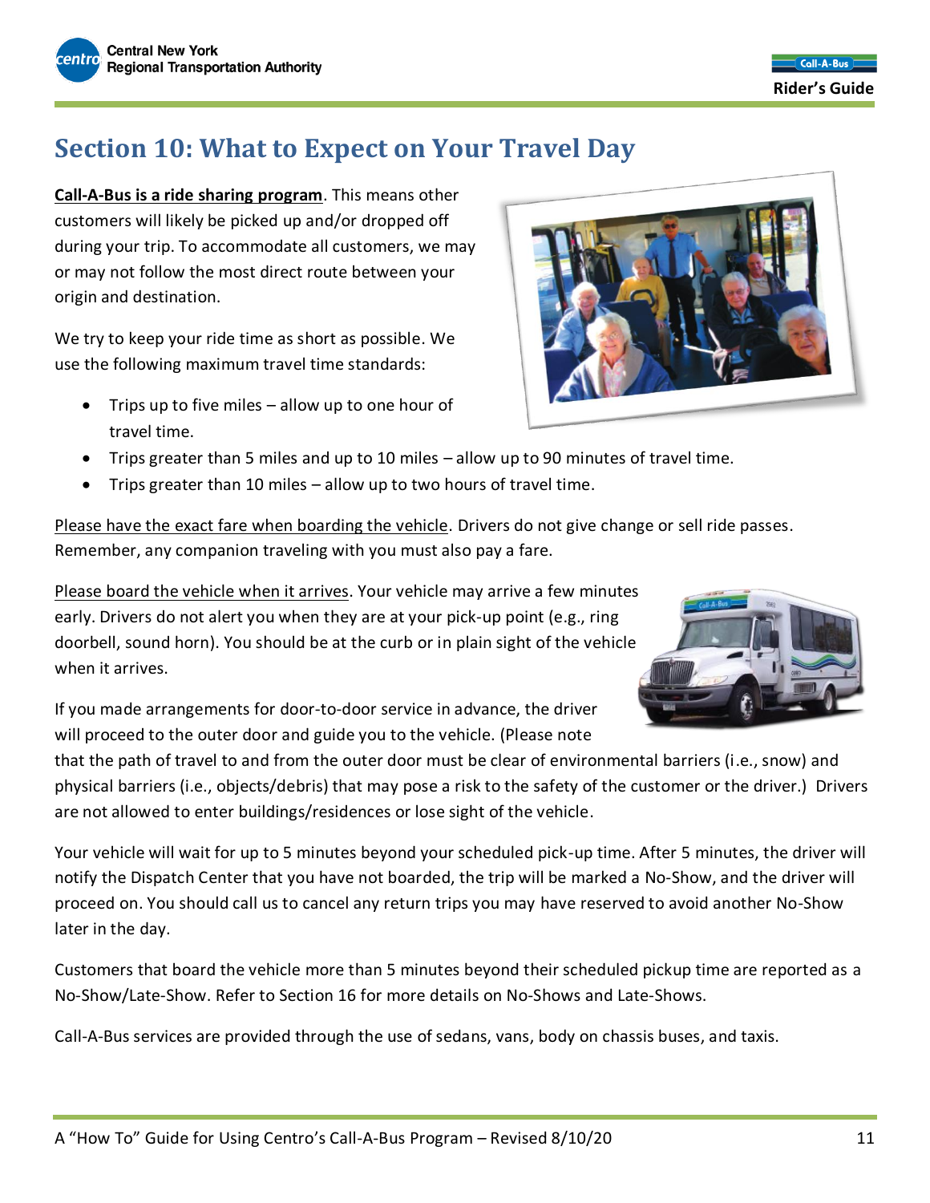# Section 10: What to Expect on Your Travel Day

**<u>Call-A-Bus is a ride sharing program</u>**. This means other customers will likely be picked up and/or dropped off during your trip. To accommodate all customers, we may or may not follow the most direct route between your origin and destination.

We try to keep your ride time as short as possible. We use the following maximum travel time standards:

- Trips up to five miles – allow up to one hour of travel time.
- Trips greater than 5 miles and up to 10 miles – allow up to 90 minutes of travel time.
- Trips greater than 10 miles – allow up to two hours of travel time.

<u>Please have the exact fare when boarding the vehicle</u>. Drivers do not give change or sell ride passes. Remember, any companion traveling with you must also pay a fare.

<u>Please board the vehicle when it arrives</u>. Your vehicle may arrive a few minutes early. Drivers do not alert you when they are at your pick-up point (e.g., ring doorbell, sound horn). You should be at the curb or in plain sight of the vehicle when it arrives.

If you made arrangements for door-to-door service in advance, the driver will proceed to the outer door and guide you to the vehicle. (Please note that the path of travel to and from the outer door must be clear of environmental barriers (i.e., snow) and physical barriers (i.e., objects/debris) that may pose a risk to the safety of the customer or the driver.) Drivers are not allowed to enter buildings/residences or lose sight of the vehicle.

Your vehicle will wait for up to 5 minutes beyond your scheduled pick-up time. After 5 minutes, the driver will notify the Dispatch Center that you have not boarded, the trip will be marked a No-Show, and the driver will proceed on. You should call us to cancel any return trips you may have reserved to avoid another No-Show later in the day.

Customers that board the vehicle more than 5 minutes beyond their scheduled pickup time are reported as a No-Show/Late-Show. Refer to Section 16 for more details on No-Shows and Late-Shows.

Call-A-Bus services are provided through the use of sedans, vans, body on chassis buses, and taxis.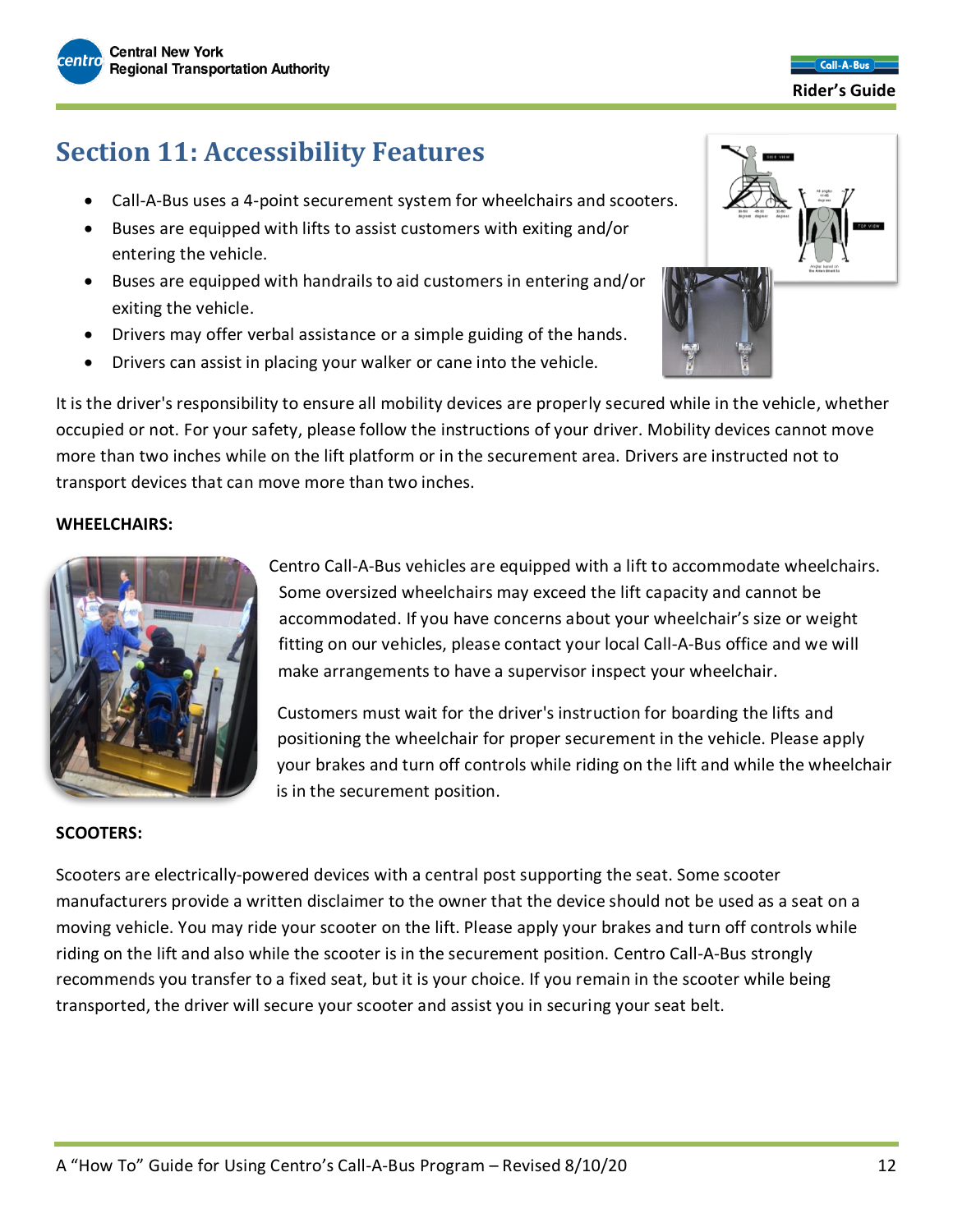# Section 11: Accessibility Features

- Call-A-Bus uses a 4-point securement system for wheelchairs and scooters.
- Buses are equipped with lifts to assist customers with exiting and/or entering the vehicle.
- Buses are equipped with handrails to aid customers in entering and/or exiting the vehicle.
- Drivers may offer verbal assistance or a simple guiding of the hands.
- Drivers can assist in placing your walker or cane into the vehicle.

It is the driver's responsibility to ensure all mobility devices are properly secured while in the vehicle, whether occupied or not. For your safety, please follow the instructions of your driver. Mobility devices cannot move more than two inches while on the lift platform or in the securement area. Drivers are instructed not to transport devices that can move more than two inches.

**WHEELCHAIRS:**

Centro Call-A-Bus vehicles are equipped with a lift to accommodate wheelchairs. Some oversized wheelchairs may exceed the lift capacity and cannot be accommodated. If you have concerns about your wheelchair's size or weight fitting on our vehicles, please contact your local Call-A-Bus office and we will make arrangements to have a supervisor inspect your wheelchair.

Customers must wait for the driver's instruction for boarding the lifts and positioning the wheelchair for proper securement in the vehicle. Please apply your brakes and turn off controls while riding on the lift and while the wheelchair is in the securement position.

**SCOOTERS:**

Scooters are electrically-powered devices with a central post supporting the seat. Some scooter manufacturers provide a written disclaimer to the owner that the device should not be used as a seat on a moving vehicle. You may ride your scooter on the lift. Please apply your brakes and turn off controls while riding on the lift and also while the scooter is in the securement position. Centro Call-A-Bus strongly recommends you transfer to a fixed seat, but it is your choice. If you remain in the scooter while being transported, the driver will secure your scooter and assist you in securing your seat belt.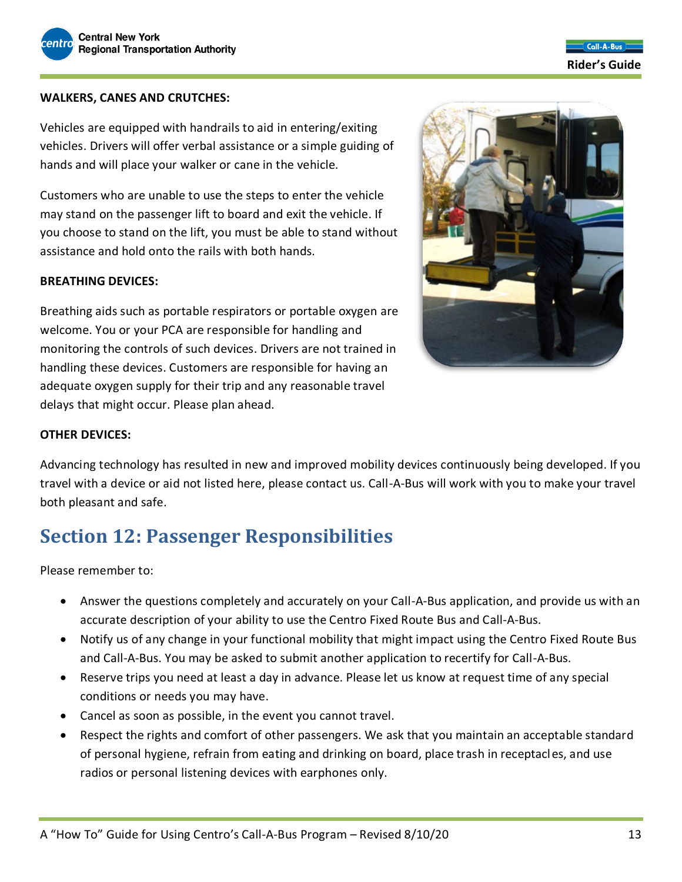**WALKERS, CANES AND CRUTCHES:**

Vehicles are equipped with handrails to aid in entering/exiting vehicles. Drivers will offer verbal assistance or a simple guiding of hands and will place your walker or cane in the vehicle.

Customers who are unable to use the steps to enter the vehicle may stand on the passenger lift to board and exit the vehicle. If you choose to stand on the lift, you must be able to stand without assistance and hold onto the rails with both hands.

**BREATHING DEVICES:**

Breathing aids such as portable respirators or portable oxygen are welcome. You or your PCA are responsible for handling and monitoring the controls of such devices. Drivers are not trained in handling these devices. Customers are responsible for having an adequate oxygen supply for their trip and any reasonable travel delays that might occur. Please plan ahead.

**OTHER DEVICES:**

Advancing technology has resulted in new and improved mobility devices continuously being developed. If you travel with a device or aid not listed here, please contact us. Call-A-Bus will work with you to make your travel both pleasant and safe.

## Section 12: Passenger Responsibilities

Please remember to:

- Answer the questions completely and accurately on your Call-A-Bus application, and provide us with an accurate description of your ability to use the Centro Fixed Route Bus and Call-A-Bus.
- Notify us of any change in your functional mobility that might impact using the Centro Fixed Route Bus and Call-A-Bus. You may be asked to submit another application to recertify for Call-A-Bus.
- Reserve trips you need at least a day in advance. Please let us know at request time of any special conditions or needs you may have.
- Cancel as soon as possible, in the event you cannot travel.
- Respect the rights and comfort of other passengers. We ask that you maintain an acceptable standard of personal hygiene, refrain from eating and drinking on board, place trash in receptacles, and use radios or personal listening devices with earphones only.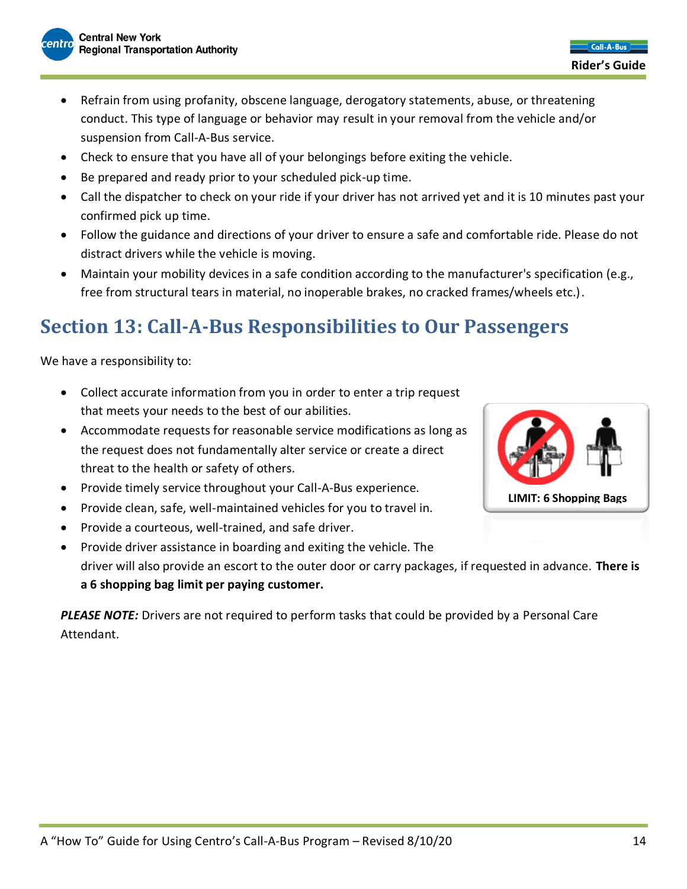- Refrain from using profanity, obscene language, derogatory statements, abuse, or threatening conduct. This type of language or behavior may result in your removal from the vehicle and/or suspension from Call-A-Bus service.
- Check to ensure that you have all of your belongings before exiting the vehicle.
- Be prepared and ready prior to your scheduled pick-up time.
- Call the dispatcher to check on your ride if your driver has not arrived yet and it is 10 minutes past your confirmed pick up time.
- Follow the guidance and directions of your driver to ensure a safe and comfortable ride. Please do not distract drivers while the vehicle is moving.
- Maintain your mobility devices in a safe condition according to the manufacturer's specification (e.g., free from structural tears in material, no inoperable brakes, no cracked frames/wheels etc.).

## Section 13: Call-A-Bus Responsibilities to Our Passengers

We have a responsibility to:

- Collect accurate information from you in order to enter a trip request that meets your needs to the best of our abilities.
- Accommodate requests for reasonable service modifications as long as the request does not fundamentally alter service or create a direct threat to the health or safety of others.
- Provide timely service throughout your Call-A-Bus experience.
- Provide clean, safe, well-maintained vehicles for you to travel in.
- Provide a courteous, well-trained, and safe driver.
- Provide driver assistance in boarding and exiting the vehicle. The driver will also provide an escort to the outer door or carry packages, if requested in advance. **There is a 6 shopping bag limit per paying customer.**

**LIMIT: 6 Shopping Bags**

***PLEASE NOTE:*** Drivers are not required to perform tasks that could be provided by a Personal Care Attendant.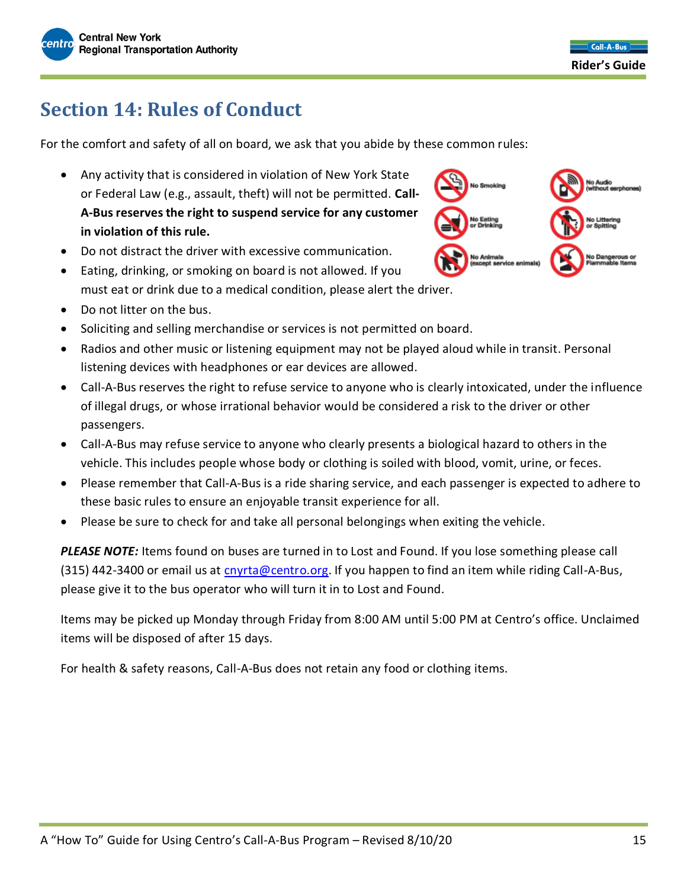# Section 14: Rules of Conduct

For the comfort and safety of all on board, we ask that you abide by these common rules:

- Any activity that is considered in violation of New York State or Federal Law (e.g., assault, theft) will not be permitted. **Call-A-Bus reserves the right to suspend service for any customer in violation of this rule.**
- Do not distract the driver with excessive communication.
- Eating, drinking, or smoking on board is not allowed. If you must eat or drink due to a medical condition, please alert the driver.
- Do not litter on the bus.
- Soliciting and selling merchandise or services is not permitted on board.
- Radios and other music or listening equipment may not be played aloud while in transit. Personal listening devices with headphones or ear devices are allowed.
- Call-A-Bus reserves the right to refuse service to anyone who is clearly intoxicated, under the influence of illegal drugs, or whose irrational behavior would be considered a risk to the driver or other passengers.
- Call-A-Bus may refuse service to anyone who clearly presents a biological hazard to others in the vehicle. This includes people whose body or clothing is soiled with blood, vomit, urine, or feces.
- Please remember that Call-A-Bus is a ride sharing service, and each passenger is expected to adhere to these basic rules to ensure an enjoyable transit experience for all.
- Please be sure to check for and take all personal belongings when exiting the vehicle.

No Smoking | No Audio (without earphones) | No Eating or Drinking | No Littering or Spitting | No Animals (except service animals) | No Dangerous or Flammable Items

***PLEASE NOTE:*** Items found on buses are turned in to Lost and Found. If you lose something please call (315) 442-3400 or email us at cnyrta@centro.org. If you happen to find an item while riding Call-A-Bus, please give it to the bus operator who will turn it in to Lost and Found.

Items may be picked up Monday through Friday from 8:00 AM until 5:00 PM at Centro's office. Unclaimed items will be disposed of after 15 days.

For health & safety reasons, Call-A-Bus does not retain any food or clothing items.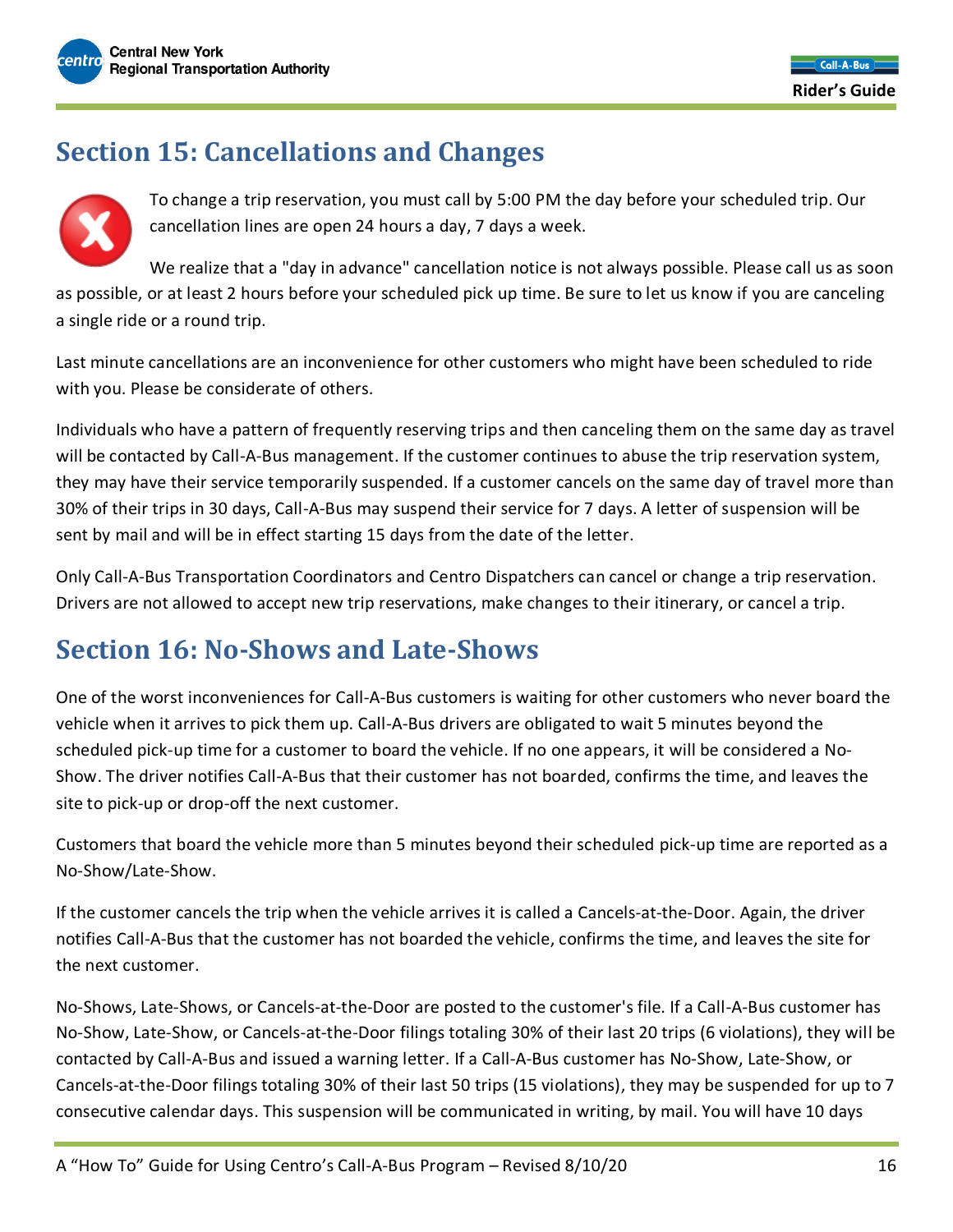## Section 15: Cancellations and Changes

To change a trip reservation, you must call by 5:00 PM the day before your scheduled trip. Our cancellation lines are open 24 hours a day, 7 days a week.

We realize that a "day in advance" cancellation notice is not always possible. Please call us as soon as possible, or at least 2 hours before your scheduled pick up time. Be sure to let us know if you are canceling a single ride or a round trip.

Last minute cancellations are an inconvenience for other customers who might have been scheduled to ride with you. Please be considerate of others.

Individuals who have a pattern of frequently reserving trips and then canceling them on the same day as travel will be contacted by Call-A-Bus management. If the customer continues to abuse the trip reservation system, they may have their service temporarily suspended. If a customer cancels on the same day of travel more than 30% of their trips in 30 days, Call-A-Bus may suspend their service for 7 days. A letter of suspension will be sent by mail and will be in effect starting 15 days from the date of the letter.

Only Call-A-Bus Transportation Coordinators and Centro Dispatchers can cancel or change a trip reservation. Drivers are not allowed to accept new trip reservations, make changes to their itinerary, or cancel a trip.

## Section 16: No-Shows and Late-Shows

One of the worst inconveniences for Call-A-Bus customers is waiting for other customers who never board the vehicle when it arrives to pick them up. Call-A-Bus drivers are obligated to wait 5 minutes beyond the scheduled pick-up time for a customer to board the vehicle. If no one appears, it will be considered a No-Show. The driver notifies Call-A-Bus that their customer has not boarded, confirms the time, and leaves the site to pick-up or drop-off the next customer.

Customers that board the vehicle more than 5 minutes beyond their scheduled pick-up time are reported as a No-Show/Late-Show.

If the customer cancels the trip when the vehicle arrives it is called a Cancels-at-the-Door. Again, the driver notifies Call-A-Bus that the customer has not boarded the vehicle, confirms the time, and leaves the site for the next customer.

No-Shows, Late-Shows, or Cancels-at-the-Door are posted to the customer's file. If a Call-A-Bus customer has No-Show, Late-Show, or Cancels-at-the-Door filings totaling 30% of their last 20 trips (6 violations), they will be contacted by Call-A-Bus and issued a warning letter. If a Call-A-Bus customer has No-Show, Late-Show, or Cancels-at-the-Door filings totaling 30% of their last 50 trips (15 violations), they may be suspended for up to 7 consecutive calendar days. This suspension will be communicated in writing, by mail. You will have 10 days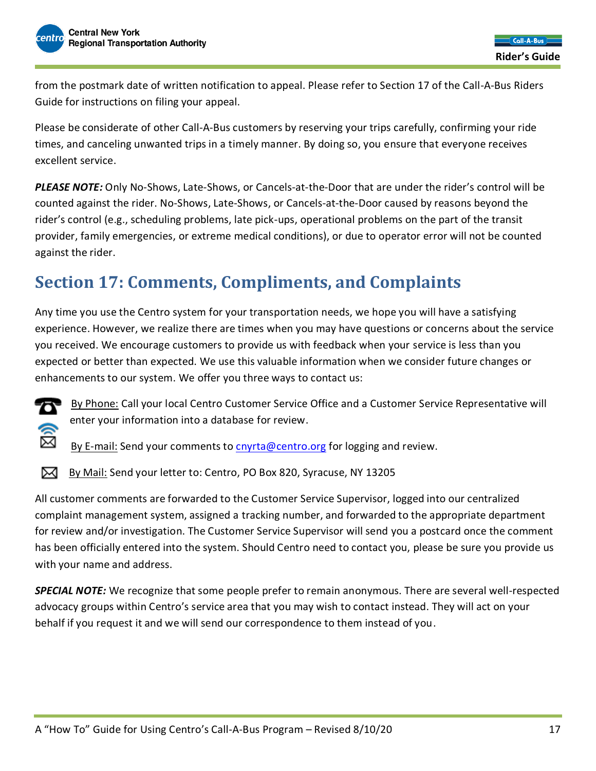from the postmark date of written notification to appeal. Please refer to Section 17 of the Call-A-Bus Riders Guide for instructions on filing your appeal.

Please be considerate of other Call-A-Bus customers by reserving your trips carefully, confirming your ride times, and canceling unwanted trips in a timely manner. By doing so, you ensure that everyone receives excellent service.

***PLEASE NOTE:*** Only No-Shows, Late-Shows, or Cancels-at-the-Door that are under the rider's control will be counted against the rider. No-Shows, Late-Shows, or Cancels-at-the-Door caused by reasons beyond the rider's control (e.g., scheduling problems, late pick-ups, operational problems on the part of the transit provider, family emergencies, or extreme medical conditions), or due to operator error will not be counted against the rider.

## Section 17: Comments, Compliments, and Complaints

Any time you use the Centro system for your transportation needs, we hope you will have a satisfying experience. However, we realize there are times when you may have questions or concerns about the service you received. We encourage customers to provide us with feedback when your service is less than you expected or better than expected. We use this valuable information when we consider future changes or enhancements to our system. We offer you three ways to contact us:

- By Phone: Call your local Centro Customer Service Office and a Customer Service Representative will enter your information into a database for review.
- By E-mail: Send your comments to cnyrta@centro.org for logging and review.
- By Mail: Send your letter to: Centro, PO Box 820, Syracuse, NY 13205

All customer comments are forwarded to the Customer Service Supervisor, logged into our centralized complaint management system, assigned a tracking number, and forwarded to the appropriate department for review and/or investigation. The Customer Service Supervisor will send you a postcard once the comment has been officially entered into the system. Should Centro need to contact you, please be sure you provide us with your name and address.

***SPECIAL NOTE:*** We recognize that some people prefer to remain anonymous. There are several well-respected advocacy groups within Centro's service area that you may wish to contact instead. They will act on your behalf if you request it and we will send our correspondence to them instead of you.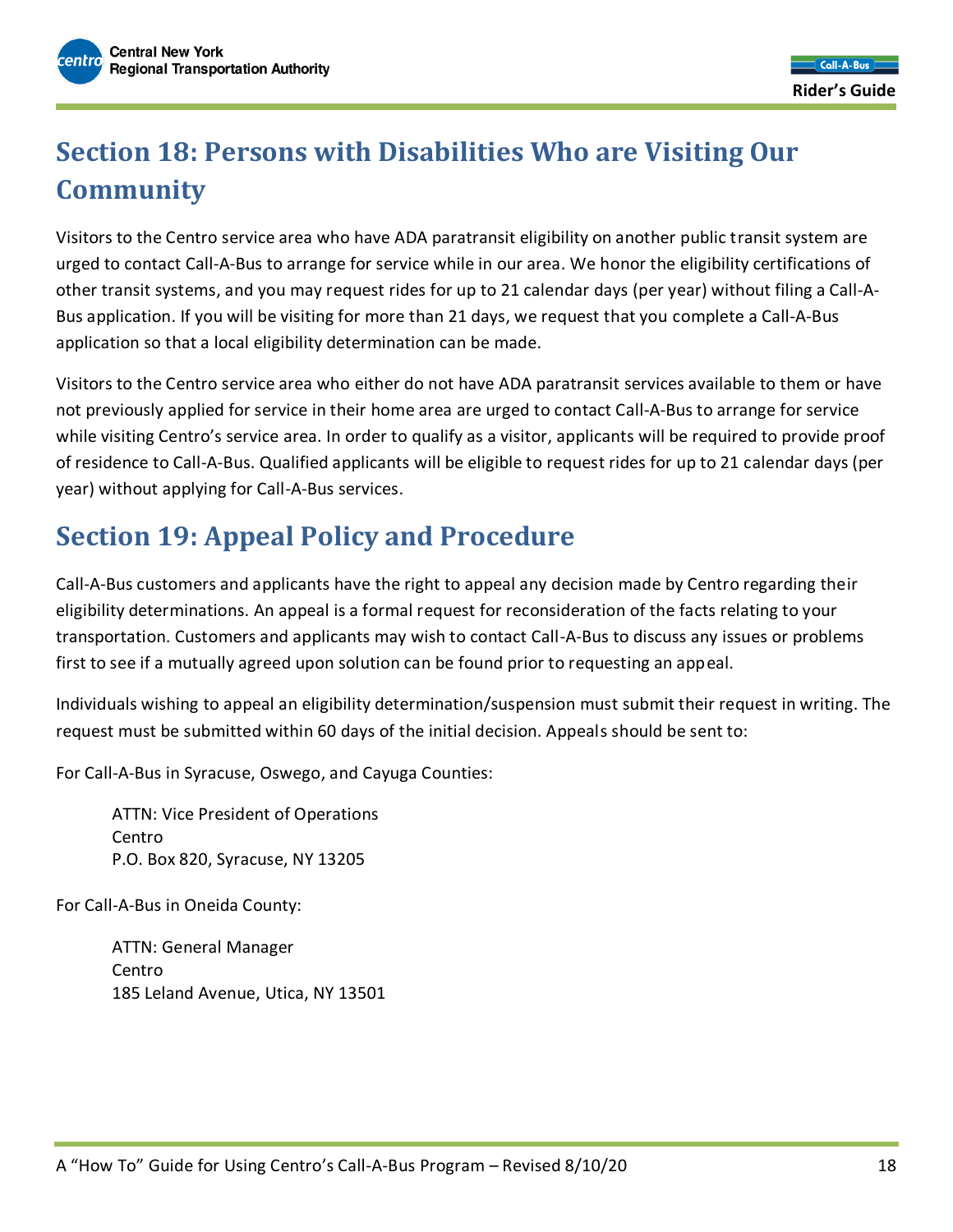## Section 18: Persons with Disabilities Who are Visiting Our Community

Visitors to the Centro service area who have ADA paratransit eligibility on another public transit system are urged to contact Call-A-Bus to arrange for service while in our area. We honor the eligibility certifications of other transit systems, and you may request rides for up to 21 calendar days (per year) without filing a Call-A-Bus application. If you will be visiting for more than 21 days, we request that you complete a Call-A-Bus application so that a local eligibility determination can be made.

Visitors to the Centro service area who either do not have ADA paratransit services available to them or have not previously applied for service in their home area are urged to contact Call-A-Bus to arrange for service while visiting Centro's service area. In order to qualify as a visitor, applicants will be required to provide proof of residence to Call-A-Bus. Qualified applicants will be eligible to request rides for up to 21 calendar days (per year) without applying for Call-A-Bus services.

## Section 19: Appeal Policy and Procedure

Call-A-Bus customers and applicants have the right to appeal any decision made by Centro regarding their eligibility determinations. An appeal is a formal request for reconsideration of the facts relating to your transportation. Customers and applicants may wish to contact Call-A-Bus to discuss any issues or problems first to see if a mutually agreed upon solution can be found prior to requesting an appeal.

Individuals wishing to appeal an eligibility determination/suspension must submit their request in writing. The request must be submitted within 60 days of the initial decision. Appeals should be sent to:

For Call-A-Bus in Syracuse, Oswego, and Cayuga Counties:

> ATTN: Vice President of Operations
> Centro
> P.O. Box 820, Syracuse, NY 13205

For Call-A-Bus in Oneida County:

> ATTN: General Manager
> Centro
> 185 Leland Avenue, Utica, NY 13501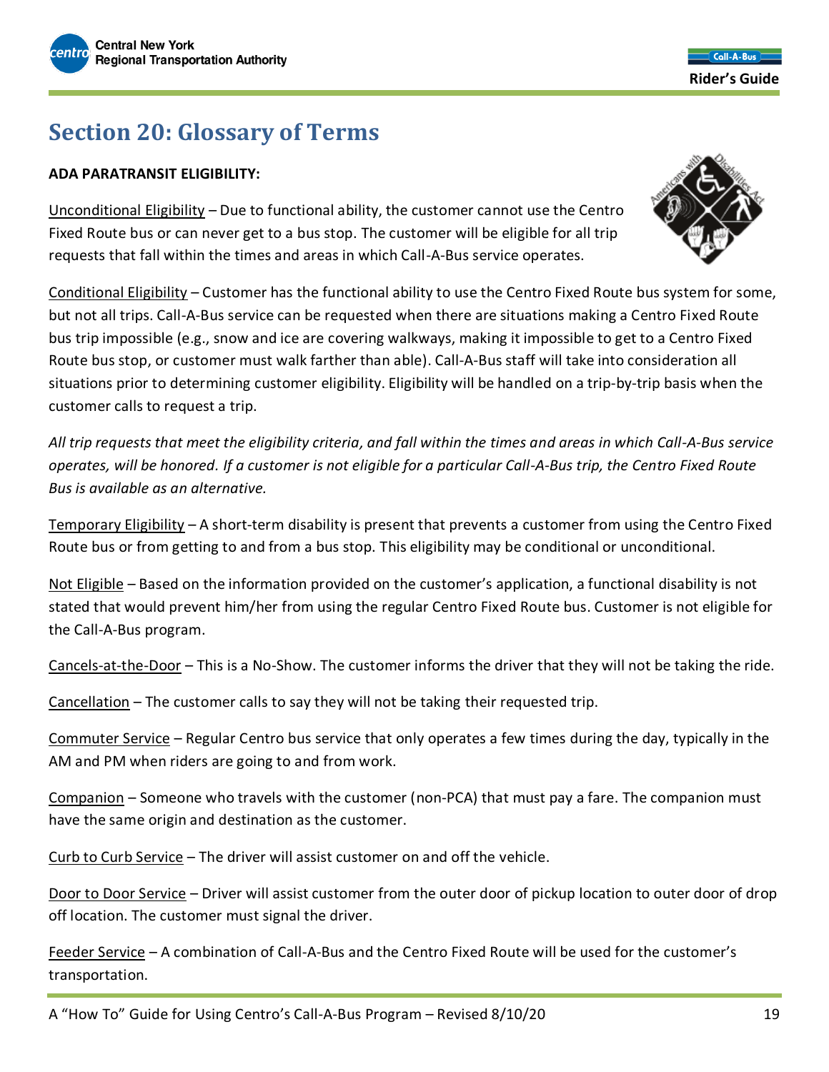# Section 20: Glossary of Terms

**ADA PARATRANSIT ELIGIBILITY:**

Unconditional Eligibility – Due to functional ability, the customer cannot use the Centro Fixed Route bus or can never get to a bus stop. The customer will be eligible for all trip requests that fall within the times and areas in which Call-A-Bus service operates.

Conditional Eligibility – Customer has the functional ability to use the Centro Fixed Route bus system for some, but not all trips. Call-A-Bus service can be requested when there are situations making a Centro Fixed Route bus trip impossible (e.g., snow and ice are covering walkways, making it impossible to get to a Centro Fixed Route bus stop, or customer must walk farther than able). Call-A-Bus staff will take into consideration all situations prior to determining customer eligibility. Eligibility will be handled on a trip-by-trip basis when the customer calls to request a trip.

*All trip requests that meet the eligibility criteria, and fall within the times and areas in which Call-A-Bus service operates, will be honored. If a customer is not eligible for a particular Call-A-Bus trip, the Centro Fixed Route Bus is available as an alternative.*

Temporary Eligibility – A short-term disability is present that prevents a customer from using the Centro Fixed Route bus or from getting to and from a bus stop. This eligibility may be conditional or unconditional.

Not Eligible – Based on the information provided on the customer's application, a functional disability is not stated that would prevent him/her from using the regular Centro Fixed Route bus. Customer is not eligible for the Call-A-Bus program.

Cancels-at-the-Door – This is a No-Show. The customer informs the driver that they will not be taking the ride.

Cancellation – The customer calls to say they will not be taking their requested trip.

Commuter Service – Regular Centro bus service that only operates a few times during the day, typically in the AM and PM when riders are going to and from work.

Companion – Someone who travels with the customer (non-PCA) that must pay a fare. The companion must have the same origin and destination as the customer.

Curb to Curb Service – The driver will assist customer on and off the vehicle.

Door to Door Service – Driver will assist customer from the outer door of pickup location to outer door of drop off location. The customer must signal the driver.

Feeder Service – A combination of Call-A-Bus and the Centro Fixed Route will be used for the customer's transportation.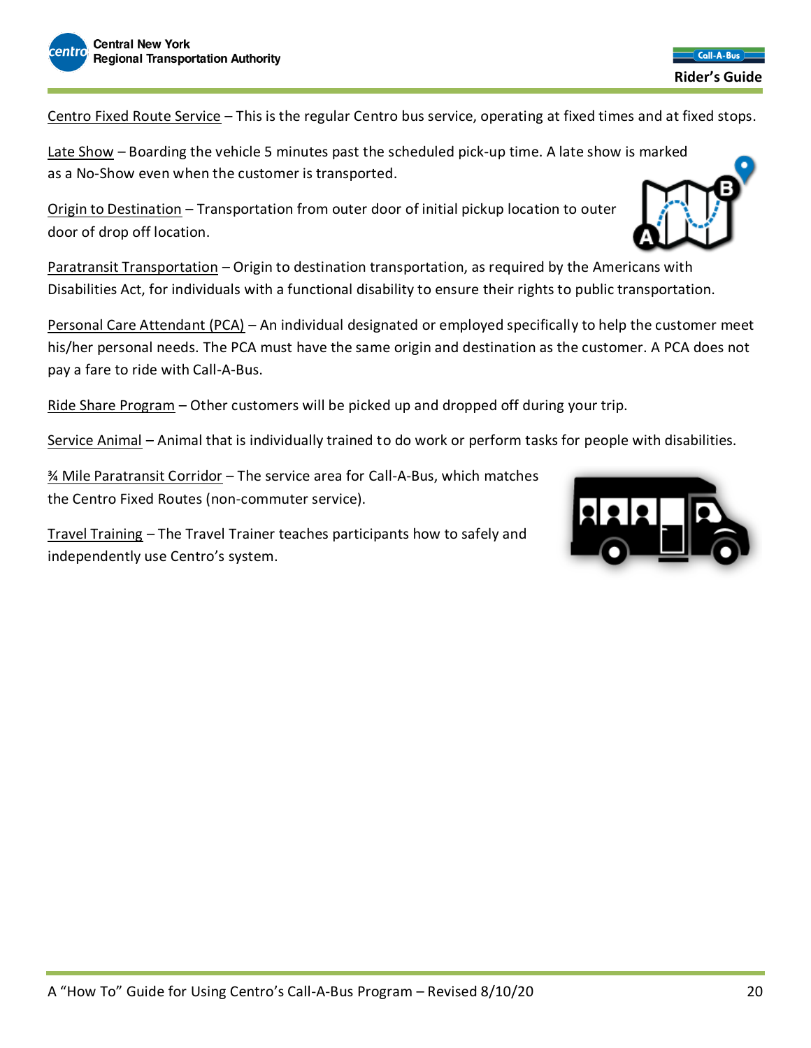Centro Fixed Route Service – This is the regular Centro bus service, operating at fixed times and at fixed stops.

Late Show – Boarding the vehicle 5 minutes past the scheduled pick-up time. A late show is marked as a No-Show even when the customer is transported.

Origin to Destination – Transportation from outer door of initial pickup location to outer door of drop off location.

Paratransit Transportation – Origin to destination transportation, as required by the Americans with Disabilities Act, for individuals with a functional disability to ensure their rights to public transportation.

Personal Care Attendant (PCA) – An individual designated or employed specifically to help the customer meet his/her personal needs. The PCA must have the same origin and destination as the customer. A PCA does not pay a fare to ride with Call-A-Bus.

Ride Share Program – Other customers will be picked up and dropped off during your trip.

Service Animal – Animal that is individually trained to do work or perform tasks for people with disabilities.

¾ Mile Paratransit Corridor – The service area for Call-A-Bus, which matches the Centro Fixed Routes (non-commuter service).

Travel Training – The Travel Trainer teaches participants how to safely and independently use Centro's system.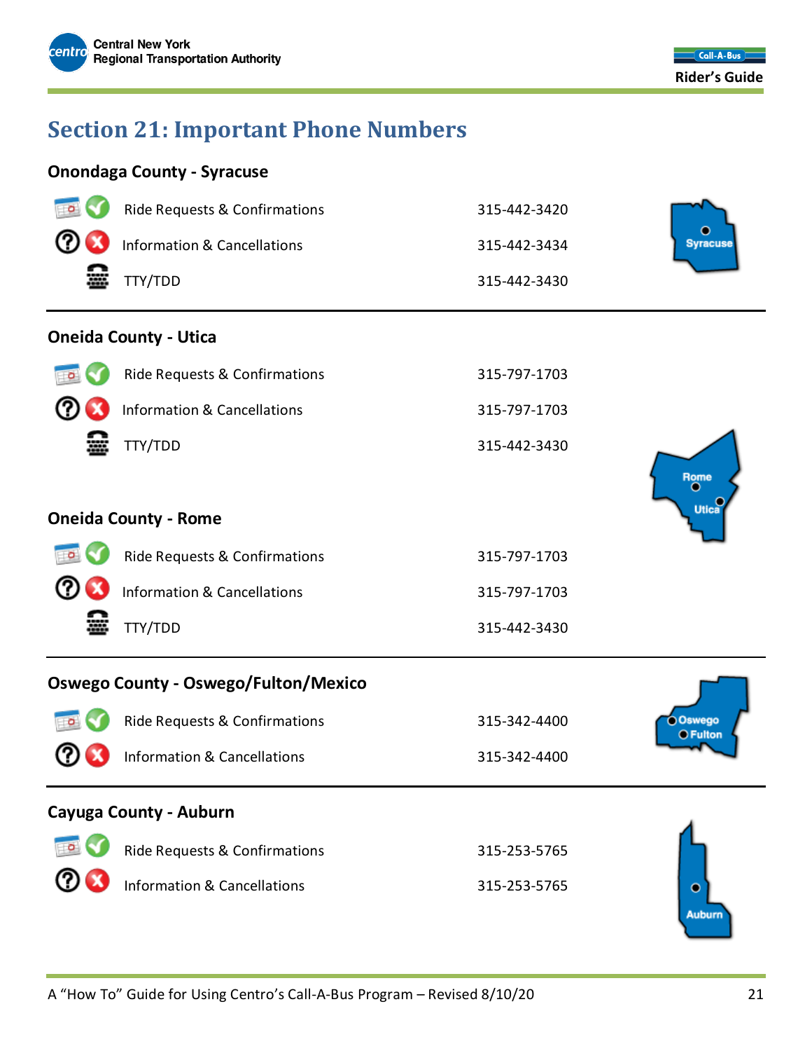## Section 21: Important Phone Numbers

### Onondaga County - Syracuse

| | |
|---|---|
| Ride Requests & Confirmations | 315-442-3420 |
| Information & Cancellations | 315-442-3434 |
| TTY/TDD | 315-442-3430 |

Syracuse

### Oneida County - Utica

| | |
|---|---|
| Ride Requests & Confirmations | 315-797-1703 |
| Information & Cancellations | 315-797-1703 |
| TTY/TDD | 315-442-3430 |

### Oneida County - Rome

| | |
|---|---|
| Ride Requests & Confirmations | 315-797-1703 |
| Information & Cancellations | 315-797-1703 |
| TTY/TDD | 315-442-3430 |

Rome
Utica

### Oswego County - Oswego/Fulton/Mexico

| | |
|---|---|
| Ride Requests & Confirmations | 315-342-4400 |
| Information & Cancellations | 315-342-4400 |

Oswego
Fulton

### Cayuga County - Auburn

| | |
|---|---|
| Ride Requests & Confirmations | 315-253-5765 |
| Information & Cancellations | 315-253-5765 |

Auburn

A "How To" Guide for Using Centro's Call-A-Bus Program – Revised 8/10/20